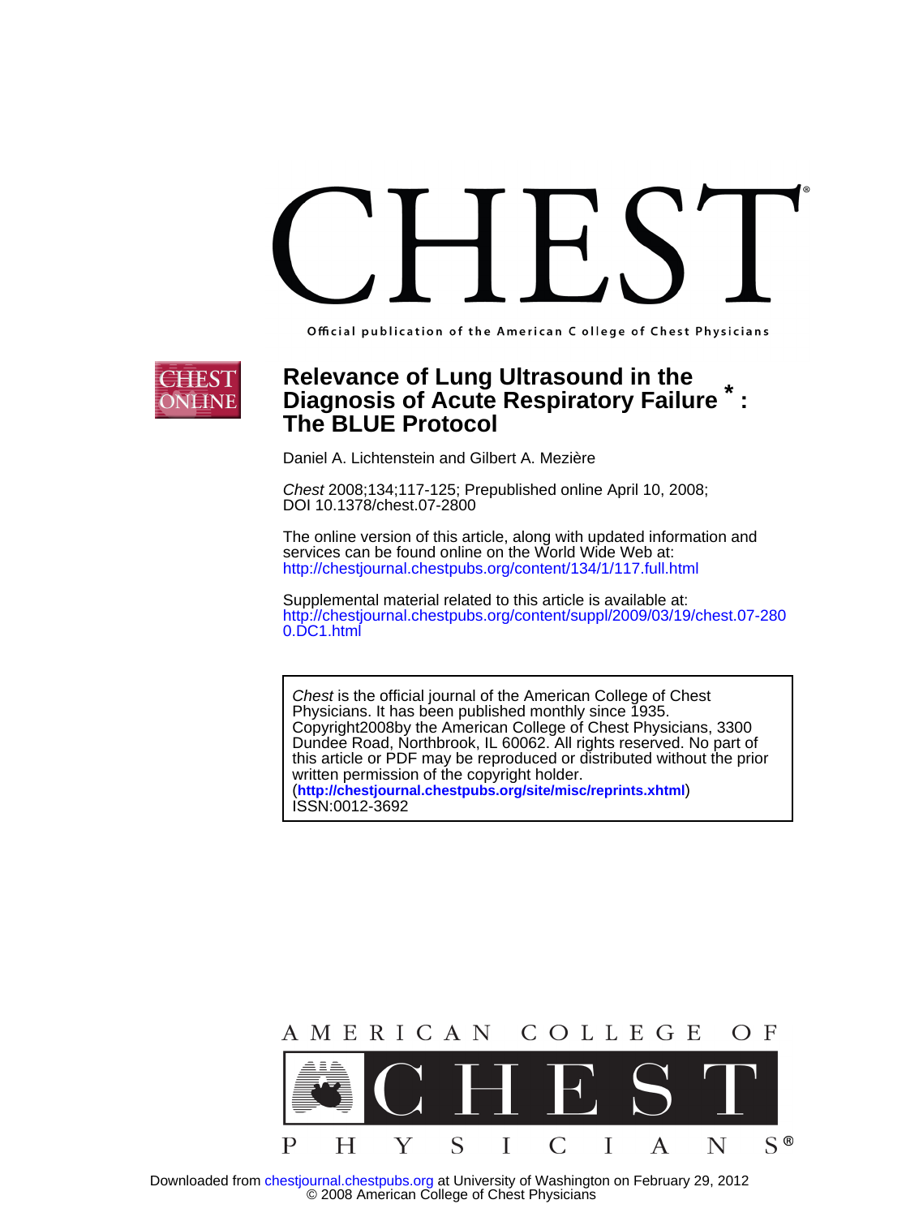# CHEST

Official publication of the American College of Chest Physicians

# Relevance of Lung Ultrasound in the Diagnosis of Acute Respiratory Failure*: The BLUE Protocol

Daniel A. Lichtenstein and Gilbert A. Mezière

*Chest* 2008;134;117-125; Prepublished online April 10, 2008;
DOI 10.1378/chest.07-2800

The online version of this article, along with updated information and services can be found online on the World Wide Web at:
http://chestjournal.chestpubs.org/content/134/1/117.full.html

Supplemental material related to this article is available at:
http://chestjournal.chestpubs.org/content/suppl/2009/03/19/chest.07-2800.DC1.html

*Chest* is the official journal of the American College of Chest Physicians. It has been published monthly since 1935. Copyright2008by the American College of Chest Physicians, 3300 Dundee Road, Northbrook, IL 60062. All rights reserved. No part of this article or PDF may be reproduced or distributed without the prior written permission of the copyright holder.
(**http://chestjournal.chestpubs.org/site/misc/reprints.xhtml**)
ISSN:0012-3692

AMERICAN COLLEGE OF CHEST PHYSICIANS®

Downloaded from chestjournal.chestpubs.org at University of Washington on February 29, 2012
© 2008 American College of Chest Physicians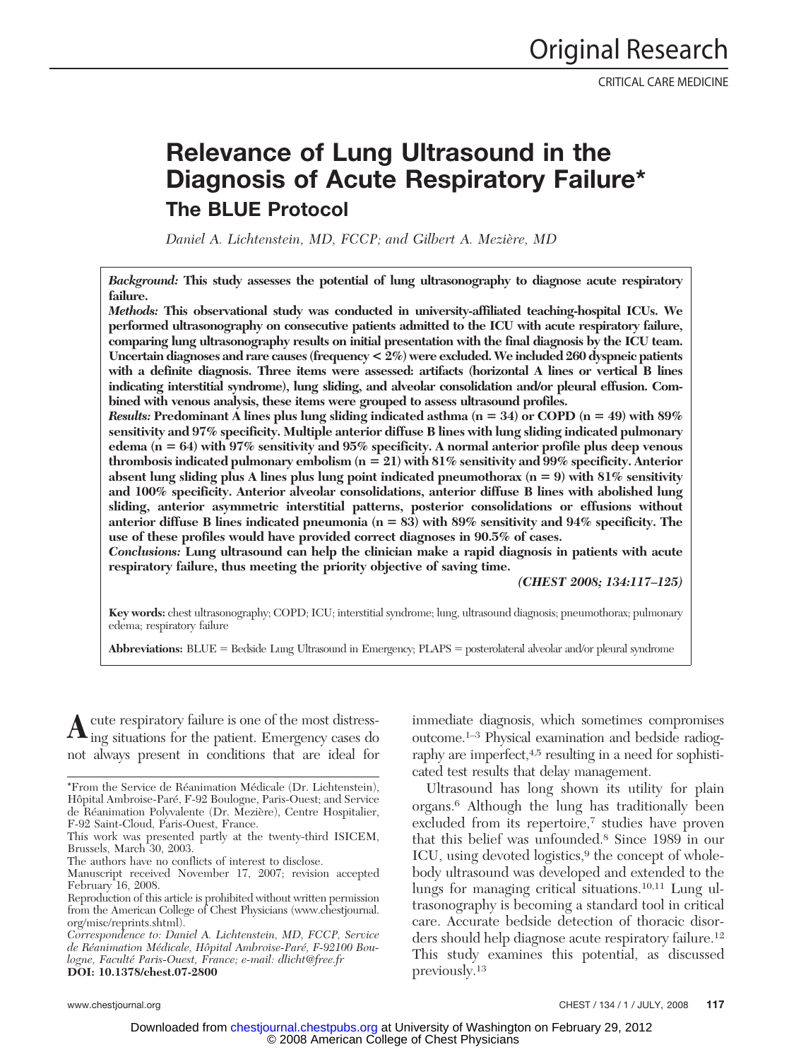# Relevance of Lung Ultrasound in the Diagnosis of Acute Respiratory Failure*

## The BLUE Protocol

*Daniel A. Lichtenstein, MD, FCCP; and Gilbert A. Mezière, MD*

***Background:*** **This study assesses the potential of lung ultrasonography to diagnose acute respiratory failure.**

***Methods:*** **This observational study was conducted in university-affiliated teaching-hospital ICUs. We performed ultrasonography on consecutive patients admitted to the ICU with acute respiratory failure, comparing lung ultrasonography results on initial presentation with the final diagnosis by the ICU team. Uncertain diagnoses and rare causes (frequency < 2%) were excluded. We included 260 dyspneic patients with a definite diagnosis. Three items were assessed: artifacts (horizontal A lines or vertical B lines indicating interstitial syndrome), lung sliding, and alveolar consolidation and/or pleural effusion. Combined with venous analysis, these items were grouped to assess ultrasound profiles.**

***Results:*** **Predominant A lines plus lung sliding indicated asthma (n = 34) or COPD (n = 49) with 89% sensitivity and 97% specificity. Multiple anterior diffuse B lines with lung sliding indicated pulmonary edema (n = 64) with 97% sensitivity and 95% specificity. A normal anterior profile plus deep venous thrombosis indicated pulmonary embolism (n = 21) with 81% sensitivity and 99% specificity. Anterior absent lung sliding plus A lines plus lung point indicated pneumothorax (n = 9) with 81% sensitivity and 100% specificity. Anterior alveolar consolidations, anterior diffuse B lines with abolished lung sliding, anterior asymmetric interstitial patterns, posterior consolidations or effusions without anterior diffuse B lines indicated pneumonia (n = 83) with 89% sensitivity and 94% specificity. The use of these profiles would have provided correct diagnoses in 90.5% of cases.**

***Conclusions:*** **Lung ultrasound can help the clinician make a rapid diagnosis in patients with acute respiratory failure, thus meeting the priority objective of saving time.**

***(CHEST 2008; 134:117–125)***

**Key words:** chest ultrasonography; COPD; ICU; interstitial syndrome; lung, ultrasound diagnosis; pneumothorax; pulmonary edema; respiratory failure

**Abbreviations:** BLUE = Bedside Lung Ultrasound in Emergency; PLAPS = posterolateral alveolar and/or pleural syndrome

Acute respiratory failure is one of the most distressing situations for the patient. Emergency cases do not always present in conditions that are ideal for immediate diagnosis, which sometimes compromises outcome.[1–3] Physical examination and bedside radiography are imperfect,[4,5] resulting in a need for sophisticated test results that delay management.

Ultrasound has long shown its utility for plain organs.[6] Although the lung has traditionally been excluded from its repertoire,[7] studies have proven that this belief was unfounded.[8] Since 1989 in our ICU, using devoted logistics,[9] the concept of whole-body ultrasound was developed and extended to the lungs for managing critical situations.[10,11] Lung ultrasonography is becoming a standard tool in critical care. Accurate bedside detection of thoracic disorders should help diagnose acute respiratory failure.[12] This study examines this potential, as discussed previously.[13]

*From the Service de Réanimation Médicale (Dr. Lichtenstein), Hôpital Ambroise-Paré, F-92 Boulogne, Paris-Ouest; and Service de Réanimation Polyvalente (Dr. Mezière), Centre Hospitalier, F-92 Saint-Cloud, Paris-Ouest, France.

This work was presented partly at the twenty-third ISICEM, Brussels, March 30, 2003.

The authors have no conflicts of interest to disclose.

Manuscript received November 17, 2007; revision accepted February 16, 2008.

Reproduction of this article is prohibited without written permission from the American College of Chest Physicians (www.chestjournal.org/misc/reprints.shtml).

*Correspondence to: Daniel A. Lichtenstein, MD, FCCP, Service de Réanimation Médicale, Hôpital Ambroise-Paré, F-92100 Boulogne, Faculté Paris-Ouest, France; e-mail: dlicht@free.fr*

**DOI: 10.1378/chest.07-2800**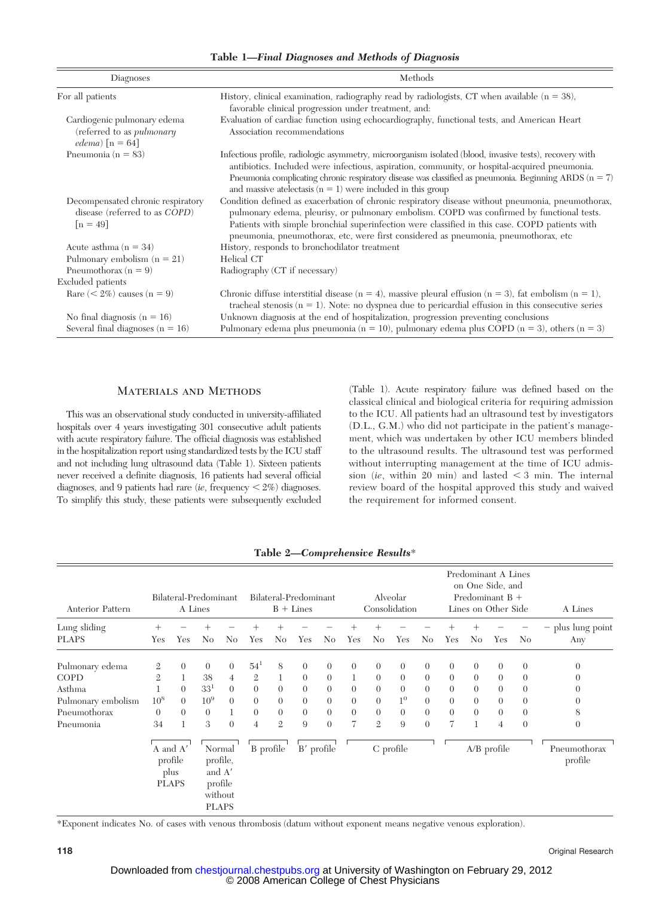**Table 1—*Final Diagnoses and Methods of Diagnosis***

| Diagnoses | Methods |
|---|---|
| For all patients | History, clinical examination, radiography read by radiologists, CT when available (n = 38), favorable clinical progression under treatment, and: |
| Cardiogenic pulmonary edema (referred to as *pulmonary edema*) [n = 64] | Evaluation of cardiac function using echocardiography, functional tests, and American Heart Association recommendations |
| Pneumonia (n = 83) | Infectious profile, radiologic asymmetry, microorganism isolated (blood, invasive tests), recovery with antibiotics. Included were infectious, aspiration, community, or hospital-acquired pneumonia. Pneumonia complicating chronic respiratory disease was classified as pneumonia. Beginning ARDS (n = 7) and massive atelectasis (n = 1) were included in this group |
| Decompensated chronic respiratory disease (referred to as *COPD*) [n = 49] | Condition defined as exacerbation of chronic respiratory disease without pneumonia, pneumothorax, pulmonary edema, pleurisy, or pulmonary embolism. COPD was confirmed by functional tests. Patients with simple bronchial superinfection were classified in this case. COPD patients with pneumonia, pneumothorax, etc, were first considered as pneumonia, pneumothorax, etc |
| Acute asthma (n = 34) | History, responds to bronchodilator treatment |
| Pulmonary embolism (n = 21) | Helical CT |
| Pneumothorax (n = 9) | Radiography (CT if necessary) |
| Excluded patients | |
| Rare (< 2%) causes (n = 9) | Chronic diffuse interstitial disease (n = 4), massive pleural effusion (n = 3), fat embolism (n = 1), tracheal stenosis (n = 1). Note: no dyspnea due to pericardial effusion in this consecutive series |
| No final diagnosis (n = 16) | Unknown diagnosis at the end of hospitalization, progression preventing conclusions |
| Several final diagnoses (n = 16) | Pulmonary edema plus pneumonia (n = 10), pulmonary edema plus COPD (n = 3), others (n = 3) |

## Materials and Methods

This was an observational study conducted in university-affiliated hospitals over 4 years investigating 301 consecutive adult patients with acute respiratory failure. The official diagnosis was established in the hospitalization report using standardized tests by the ICU staff and not including lung ultrasound data (Table 1). Sixteen patients never received a definite diagnosis, 16 patients had several official diagnoses, and 9 patients had rare (*ie*, frequency < 2%) diagnoses. To simplify this study, these patients were subsequently excluded (Table 1). Acute respiratory failure was defined based on the classical clinical and biological criteria for requiring admission to the ICU. All patients had an ultrasound test by investigators (D.L., G.M.) who did not participate in the patient's management, which was undertaken by other ICU members blinded to the ultrasound results. The ultrasound test was performed without interrupting management at the time of ICU admission (*ie*, within 20 min) and lasted < 3 min. The internal review board of the hospital approved this study and waived the requirement for informed consent.

**Table 2—*Comprehensive Results****

| Anterior Pattern | Bilateral-Predominant A Lines | | | | Bilateral-Predominant B + Lines | | | | Alveolar Consolidation | | | | Predominant A Lines on One Side, and Predominant B + Lines on Other Side | | | | A Lines |
|---|---|---|---|---|---|---|---|---|---|---|---|---|---|---|---|---|---|
| Lung sliding | + | − | + | − | + | + | − | − | + | + | − | − | + | + | − | − | − plus lung point |
| PLAPS | Yes | Yes | No | No | Yes | No | Yes | No | Yes | No | Yes | No | Yes | No | Yes | No | Any |
| Pulmonary edema | 2 | 0 | 0 | 0 | 54[1] | 8 | 0 | 0 | 0 | 0 | 0 | 0 | 0 | 0 | 0 | 0 | 0 |
| COPD | 2 | 1 | 38 | 4 | 2 | 1 | 0 | 0 | 1 | 0 | 0 | 0 | 0 | 0 | 0 | 0 | 0 |
| Asthma | 1 | 0 | 33[1] | 0 | 0 | 0 | 0 | 0 | 0 | 0 | 0 | 0 | 0 | 0 | 0 | 0 | 0 |
| Pulmonary embolism | 10[8] | 0 | 10[9] | 0 | 0 | 0 | 0 | 0 | 0 | 0 | 1[0] | 0 | 0 | 0 | 0 | 0 | 0 |
| Pneumothorax | 0 | 0 | 0 | 1 | 0 | 0 | 0 | 0 | 0 | 0 | 0 | 0 | 0 | 0 | 0 | 0 | 8 |
| Pneumonia | 34 | 1 | 3 | 0 | 4 | 2 | 9 | 0 | 7 | 2 | 9 | 0 | 7 | 1 | 4 | 0 | 0 |
| | A and A′ profile plus PLAPS | | Normal profile, and A′ profile without PLAPS | | B profile | | B′ profile | | C profile | | | | A/B profile | | | | Pneumothorax profile |

*Exponent indicates No. of cases with venous thrombosis (datum without exponent means negative venous exploration).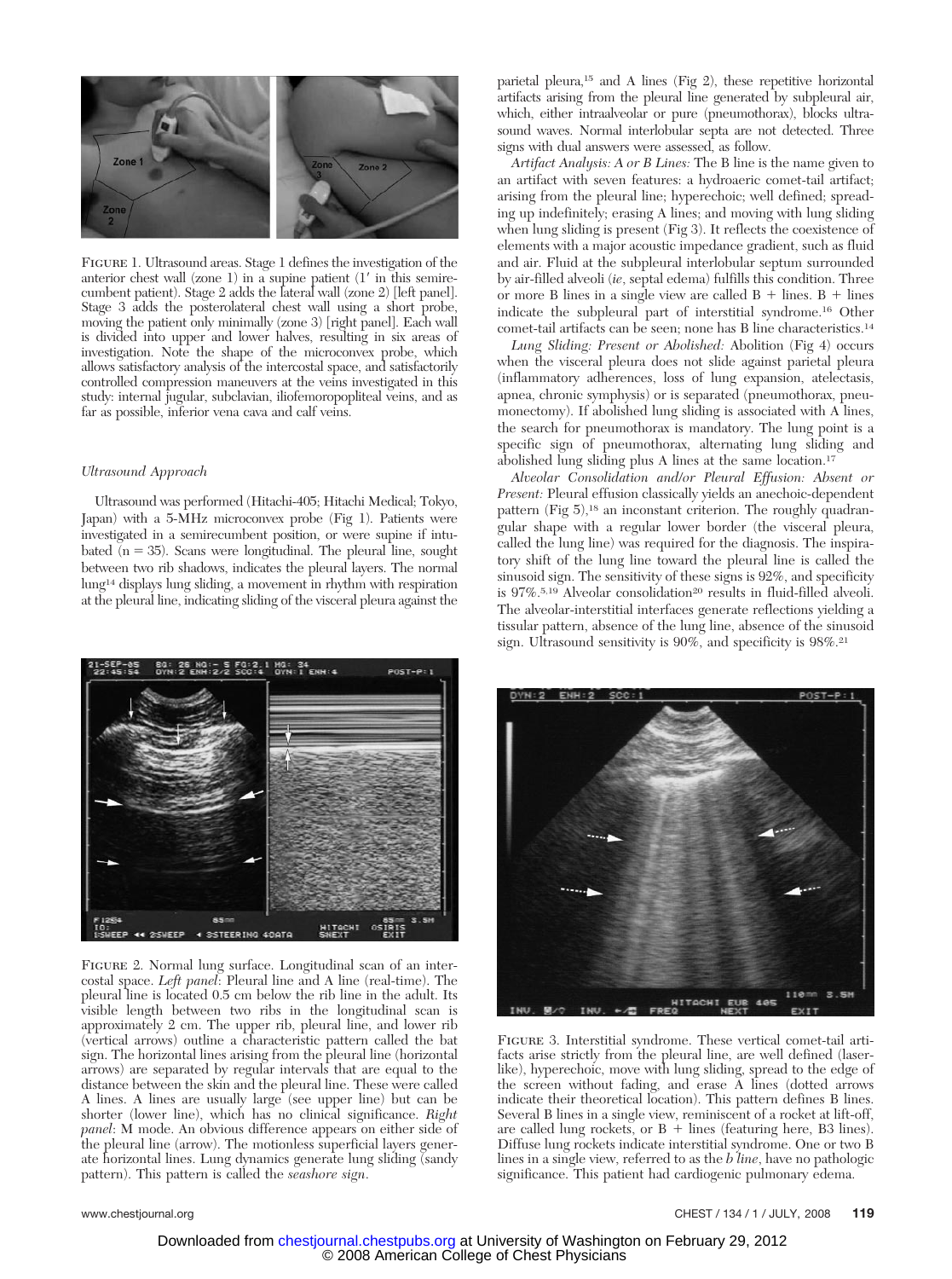FIGURE 1. Ultrasound areas. Stage 1 defines the investigation of the anterior chest wall (zone 1) in a supine patient (1′ in this semirecumbent patient). Stage 2 adds the lateral wall (zone 2) [left panel]. Stage 3 adds the posterolateral chest wall using a short probe, moving the patient only minimally (zone 3) [right panel]. Each wall is divided into upper and lower halves, resulting in six areas of investigation. Note the shape of the microconvex probe, which allows satisfactory analysis of the intercostal space, and satisfactorily controlled compression maneuvers at the veins investigated in this study: internal jugular, subclavian, iliofemoropopliteal veins, and as far as possible, inferior vena cava and calf veins.

*Ultrasound Approach*

Ultrasound was performed (Hitachi-405; Hitachi Medical; Tokyo, Japan) with a 5-MHz microconvex probe (Fig 1). Patients were investigated in a semirecumbent position, or were supine if intubated (n = 35). Scans were longitudinal. The pleural line, sought between two rib shadows, indicates the pleural layers. The normal lung[14] displays lung sliding, a movement in rhythm with respiration at the pleural line, indicating sliding of the visceral pleura against the parietal pleura,[15] and A lines (Fig 2), these repetitive horizontal artifacts arising from the pleural line generated by subpleural air, which, either intraalveolar or pure (pneumothorax), blocks ultrasound waves. Normal interlobular septa are not detected. Three signs with dual answers were assessed, as follow.

*Artifact Analysis: A or B Lines:* The B line is the name given to an artifact with seven features: a hydroaeric comet-tail artifact; arising from the pleural line; hyperechoic; well defined; spreading up indefinitely; erasing A lines; and moving with lung sliding when lung sliding is present (Fig 3). It reflects the coexistence of elements with a major acoustic impedance gradient, such as fluid and air. Fluid at the subpleural interlobular septum surrounded by air-filled alveoli (*ie*, septal edema) fulfills this condition. Three or more B lines in a single view are called B + lines. B + lines indicate the subpleural part of interstitial syndrome.[16] Other comet-tail artifacts can be seen; none has B line characteristics.[14]

*Lung Sliding: Present or Abolished:* Abolition (Fig 4) occurs when the visceral pleura does not slide against parietal pleura (inflammatory adherences, loss of lung expansion, atelectasis, apnea, chronic symphysis) or is separated (pneumothorax, pneumonectomy). If abolished lung sliding is associated with A lines, the search for pneumothorax is mandatory. The lung point is a specific sign of pneumothorax, alternating lung sliding and abolished lung sliding plus A lines at the same location.[17]

*Alveolar Consolidation and/or Pleural Effusion: Absent or Present:* Pleural effusion classically yields an anechoic-dependent pattern (Fig 5),[18] an inconstant criterion. The roughly quadrangular shape with a regular lower border (the visceral pleura, called the lung line) was required for the diagnosis. The inspiratory shift of the lung line toward the pleural line is called the sinusoid sign. The sensitivity of these signs is 92%, and specificity is 97%.[5,19] Alveolar consolidation[20] results in fluid-filled alveoli. The alveolar-interstitial interfaces generate reflections yielding a tissular pattern, absence of the lung line, absence of the sinusoid sign. Ultrasound sensitivity is 90%, and specificity is 98%.[21]

FIGURE 2. Normal lung surface. Longitudinal scan of an intercostal space. *Left panel*: Pleural line and A line (real-time). The pleural line is located 0.5 cm below the rib line in the adult. Its visible length between two ribs in the longitudinal scan is approximately 2 cm. The upper rib, pleural line, and lower rib (vertical arrows) outline a characteristic pattern called the bat sign. The horizontal lines arising from the pleural line (horizontal arrows) are separated by regular intervals that are equal to the distance between the skin and the pleural line. These were called A lines. A lines are usually large (see upper line) but can be shorter (lower line), which has no clinical significance. *Right panel*: M mode. An obvious difference appears on either side of the pleural line (arrow). The motionless superficial layers generate horizontal lines. Lung dynamics generate lung sliding (sandy pattern). This pattern is called the *seashore sign*.

FIGURE 3. Interstitial syndrome. These vertical comet-tail artifacts arise strictly from the pleural line, are well defined (laser-like), hyperechoic, move with lung sliding, spread to the edge of the screen without fading, and erase A lines (dotted arrows indicate their theoretical location). This pattern defines B lines. Several B lines in a single view, reminiscent of a rocket at lift-off, are called lung rockets, or B + lines (featuring here, B3 lines). Diffuse lung rockets indicate interstitial syndrome. One or two B lines in a single view, referred to as the *b line*, have no pathologic significance. This patient had cardiogenic pulmonary edema.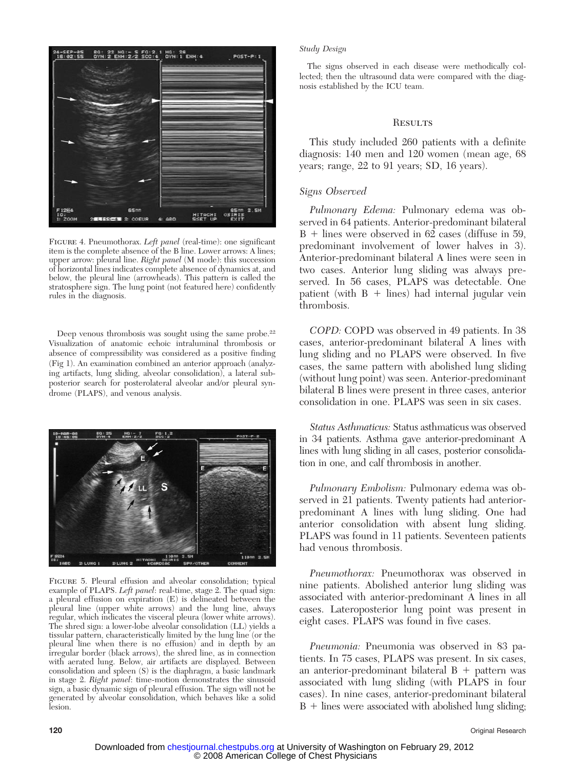FIGURE 4. Pneumothorax. *Left panel* (real-time): one significant item is the complete absence of the B line. Lower arrows: A lines; upper arrow: pleural line. *Right panel* (M mode): this succession of horizontal lines indicates complete absence of dynamics at, and below, the pleural line (arrowheads). This pattern is called the stratosphere sign. The lung point (not featured here) confidently rules in the diagnosis.

Deep venous thrombosis was sought using the same probe.[22] Visualization of anatomic echoic intraluminal thrombosis or absence of compressibility was considered as a positive finding (Fig 1). An examination combined an anterior approach (analyzing artifacts, lung sliding, alveolar consolidation), a lateral subposterior search for posterolateral alveolar and/or pleural syndrome (PLAPS), and venous analysis.

FIGURE 5. Pleural effusion and alveolar consolidation; typical example of PLAPS. *Left panel*: real-time, stage 2. The quad sign: a pleural effusion on expiration (E) is delineated between the pleural line (upper white arrows) and the lung line, always regular, which indicates the visceral pleura (lower white arrows). The shred sign: a lower-lobe alveolar consolidation (LL) yields a tissular pattern, characteristically limited by the lung line (or the pleural line when there is no effusion) and in depth by an irregular border (black arrows), the shred line, as in connection with aerated lung. Below, air artifacts are displayed. Between consolidation and spleen (S) is the diaphragm, a basic landmark in stage 2. *Right panel*: time-motion demonstrates the sinusoid sign, a basic dynamic sign of pleural effusion. The sign will not be generated by alveolar consolidation, which behaves like a solid lesion.

### *Study Design*

The signs observed in each disease were methodically collected; then the ultrasound data were compared with the diagnosis established by the ICU team.

## RESULTS

This study included 260 patients with a definite diagnosis: 140 men and 120 women (mean age, 68 years; range, 22 to 91 years; SD, 16 years).

### *Signs Observed*

*Pulmonary Edema:* Pulmonary edema was observed in 64 patients. Anterior-predominant bilateral B + lines were observed in 62 cases (diffuse in 59, predominant involvement of lower halves in 3). Anterior-predominant bilateral A lines were seen in two cases. Anterior lung sliding was always preserved. In 56 cases, PLAPS was detectable. One patient (with B + lines) had internal jugular vein thrombosis.

*COPD:* COPD was observed in 49 patients. In 38 cases, anterior-predominant bilateral A lines with lung sliding and no PLAPS were observed. In five cases, the same pattern with abolished lung sliding (without lung point) was seen. Anterior-predominant bilateral B lines were present in three cases, anterior consolidation in one. PLAPS was seen in six cases.

*Status Asthmaticus:* Status asthmaticus was observed in 34 patients. Asthma gave anterior-predominant A lines with lung sliding in all cases, posterior consolidation in one, and calf thrombosis in another.

*Pulmonary Embolism:* Pulmonary edema was observed in 21 patients. Twenty patients had anterior-predominant A lines with lung sliding. One had anterior consolidation with absent lung sliding. PLAPS was found in 11 patients. Seventeen patients had venous thrombosis.

*Pneumothorax:* Pneumothorax was observed in nine patients. Abolished anterior lung sliding was associated with anterior-predominant A lines in all cases. Lateroposterior lung point was present in eight cases. PLAPS was found in five cases.

*Pneumonia:* Pneumonia was observed in 83 patients. In 75 cases, PLAPS was present. In six cases, an anterior-predominant bilateral B + pattern was associated with lung sliding (with PLAPS in four cases). In nine cases, anterior-predominant bilateral B + lines were associated with abolished lung sliding;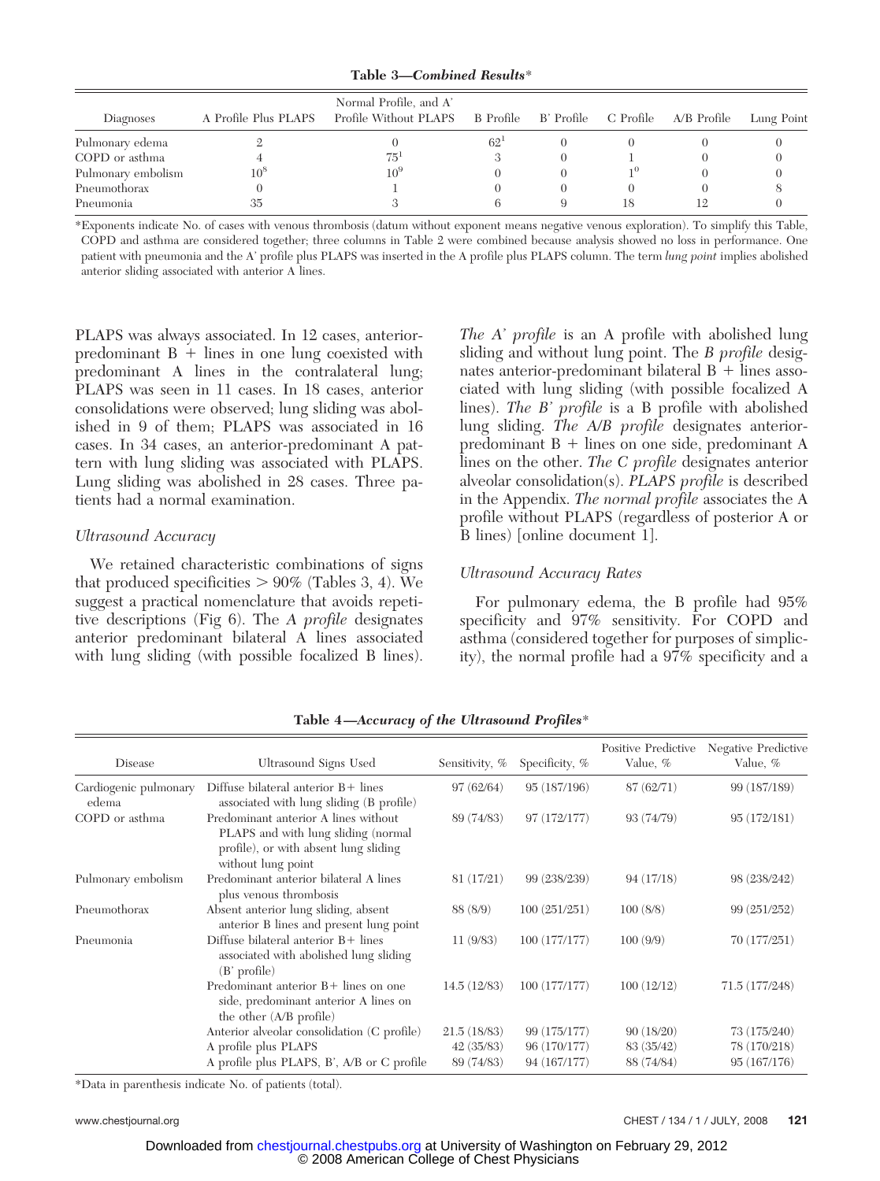**Table 3—*Combined Results****

| Diagnoses | A Profile Plus PLAPS | Normal Profile, and A' Profile Without PLAPS | B Profile | B' Profile | C Profile | A/B Profile | Lung Point |
|---|---|---|---|---|---|---|---|
| Pulmonary edema | 2 | 0 | 62[1] | 0 | 0 | 0 | 0 |
| COPD or asthma | 4 | 75[1] | 3 | 0 | 1 | 0 | 0 |
| Pulmonary embolism | 10[8] | 10[9] | 0 | 0 | 1[0] | 0 | 0 |
| Pneumothorax | 0 | 1 | 0 | 0 | 0 | 0 | 8 |
| Pneumonia | 35 | 3 | 6 | 9 | 18 | 12 | 0 |

*Exponents indicate No. of cases with venous thrombosis (datum without exponent means negative venous exploration). To simplify this Table, COPD and asthma are considered together; three columns in Table 2 were combined because analysis showed no loss in performance. One patient with pneumonia and the A' profile plus PLAPS was inserted in the A profile plus PLAPS column. The term *lung point* implies abolished anterior sliding associated with anterior A lines.

PLAPS was always associated. In 12 cases, anterior-predominant B + lines in one lung coexisted with predominant A lines in the contralateral lung; PLAPS was seen in 11 cases. In 18 cases, anterior consolidations were observed; lung sliding was abolished in 9 of them; PLAPS was associated in 16 cases. In 34 cases, an anterior-predominant A pattern with lung sliding was associated with PLAPS. Lung sliding was abolished in 28 cases. Three patients had a normal examination.

### *Ultrasound Accuracy*

We retained characteristic combinations of signs that produced specificities > 90% (Tables 3, 4). We suggest a practical nomenclature that avoids repetitive descriptions (Fig 6). The *A profile* designates anterior predominant bilateral A lines associated with lung sliding (with possible focalized B lines). *The A' profile* is an A profile with abolished lung sliding and without lung point. The *B profile* designates anterior-predominant bilateral B + lines associated with lung sliding (with possible focalized A lines). *The B' profile* is a B profile with abolished lung sliding. *The A/B profile* designates anterior-predominant B + lines on one side, predominant A lines on the other. *The C profile* designates anterior alveolar consolidation(s). *PLAPS profile* is described in the Appendix. *The normal profile* associates the A profile without PLAPS (regardless of posterior A or B lines) [online document 1].

### *Ultrasound Accuracy Rates*

For pulmonary edema, the B profile had 95% specificity and 97% sensitivity. For COPD and asthma (considered together for purposes of simplicity), the normal profile had a 97% specificity and a

**Table 4—*Accuracy of the Ultrasound Profiles****

| Disease | Ultrasound Signs Used | Sensitivity, % | Specificity, % | Positive Predictive Value, % | Negative Predictive Value, % |
|---|---|---|---|---|---|
| Cardiogenic pulmonary edema | Diffuse bilateral anterior B+ lines associated with lung sliding (B profile) | 97 (62/64) | 95 (187/196) | 87 (62/71) | 99 (187/189) |
| COPD or asthma | Predominant anterior A lines without PLAPS and with lung sliding (normal profile), or with absent lung sliding without lung point | 89 (74/83) | 97 (172/177) | 93 (74/79) | 95 (172/181) |
| Pulmonary embolism | Predominant anterior bilateral A lines plus venous thrombosis | 81 (17/21) | 99 (238/239) | 94 (17/18) | 98 (238/242) |
| Pneumothorax | Absent anterior lung sliding, absent anterior B lines and present lung point | 88 (8/9) | 100 (251/251) | 100 (8/8) | 99 (251/252) |
| Pneumonia | Diffuse bilateral anterior B+ lines associated with abolished lung sliding (B' profile) | 11 (9/83) | 100 (177/177) | 100 (9/9) | 70 (177/251) |
| | Predominant anterior B+ lines on one side, predominant anterior A lines on the other (A/B profile) | 14.5 (12/83) | 100 (177/177) | 100 (12/12) | 71.5 (177/248) |
| | Anterior alveolar consolidation (C profile) | 21.5 (18/83) | 99 (175/177) | 90 (18/20) | 73 (175/240) |
| | A profile plus PLAPS | 42 (35/83) | 96 (170/177) | 83 (35/42) | 78 (170/218) |
| | A profile plus PLAPS, B', A/B or C profile | 89 (74/83) | 94 (167/177) | 88 (74/84) | 95 (167/176) |

*Data in parenthesis indicate No. of patients (total).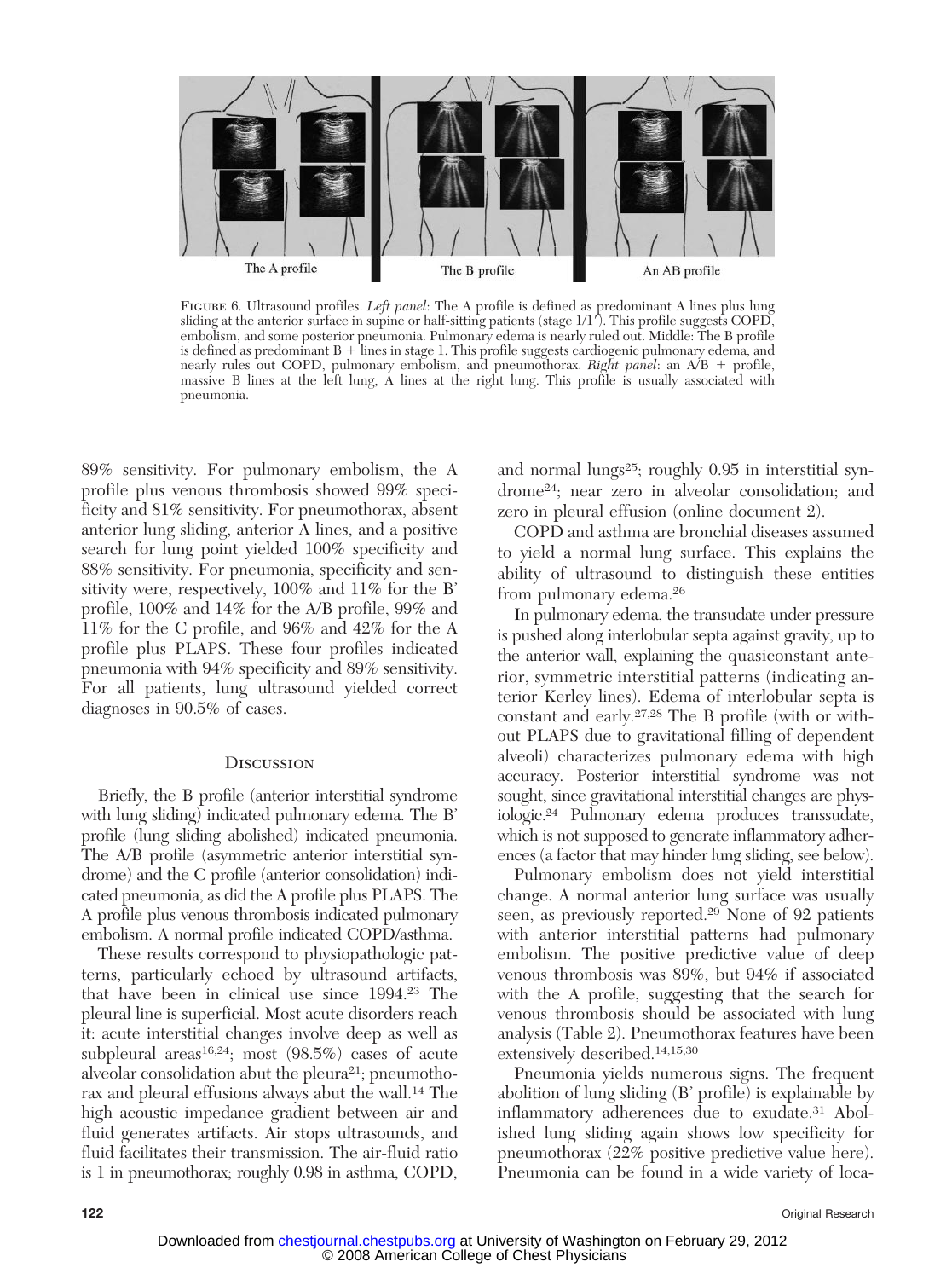The A profile | The B profile | An AB profile

FIGURE 6. Ultrasound profiles. *Left panel*: The A profile is defined as predominant A lines plus lung sliding at the anterior surface in supine or half-sitting patients (stage 1/1′). This profile suggests COPD, embolism, and some posterior pneumonia. Pulmonary edema is nearly ruled out. Middle: The B profile is defined as predominant B + lines in stage 1. This profile suggests cardiogenic pulmonary edema, and nearly rules out COPD, pulmonary embolism, and pneumothorax. *Right panel*: an A/B + profile, massive B lines at the left lung, A lines at the right lung. This profile is usually associated with pneumonia.

89% sensitivity. For pulmonary embolism, the A profile plus venous thrombosis showed 99% specificity and 81% sensitivity. For pneumothorax, absent anterior lung sliding, anterior A lines, and a positive search for lung point yielded 100% specificity and 88% sensitivity. For pneumonia, specificity and sensitivity were, respectively, 100% and 11% for the B' profile, 100% and 14% for the A/B profile, 99% and 11% for the C profile, and 96% and 42% for the A profile plus PLAPS. These four profiles indicated pneumonia with 94% specificity and 89% sensitivity. For all patients, lung ultrasound yielded correct diagnoses in 90.5% of cases.

## Discussion

Briefly, the B profile (anterior interstitial syndrome with lung sliding) indicated pulmonary edema. The B' profile (lung sliding abolished) indicated pneumonia. The A/B profile (asymmetric anterior interstitial syndrome) and the C profile (anterior consolidation) indicated pneumonia, as did the A profile plus PLAPS. The A profile plus venous thrombosis indicated pulmonary embolism. A normal profile indicated COPD/asthma.

These results correspond to physiopathologic patterns, particularly echoed by ultrasound artifacts, that have been in clinical use since 1994.[23] The pleural line is superficial. Most acute disorders reach it: acute interstitial changes involve deep as well as subpleural areas[16,24]; most (98.5%) cases of acute alveolar consolidation abut the pleura[21]; pneumothorax and pleural effusions always abut the wall.[14] The high acoustic impedance gradient between air and fluid generates artifacts. Air stops ultrasounds, and fluid facilitates their transmission. The air-fluid ratio is 1 in pneumothorax; roughly 0.98 in asthma, COPD, and normal lungs[25]; roughly 0.95 in interstitial syndrome[24]; near zero in alveolar consolidation; and zero in pleural effusion (online document 2).

COPD and asthma are bronchial diseases assumed to yield a normal lung surface. This explains the ability of ultrasound to distinguish these entities from pulmonary edema.[26]

In pulmonary edema, the transudate under pressure is pushed along interlobular septa against gravity, up to the anterior wall, explaining the quasiconstant anterior, symmetric interstitial patterns (indicating anterior Kerley lines). Edema of interlobular septa is constant and early.[27,28] The B profile (with or without PLAPS due to gravitational filling of dependent alveoli) characterizes pulmonary edema with high accuracy. Posterior interstitial syndrome was not sought, since gravitational interstitial changes are physiologic.[24] Pulmonary edema produces transsudate, which is not supposed to generate inflammatory adherences (a factor that may hinder lung sliding, see below).

Pulmonary embolism does not yield interstitial change. A normal anterior lung surface was usually seen, as previously reported.[29] None of 92 patients with anterior interstitial patterns had pulmonary embolism. The positive predictive value of deep venous thrombosis was 89%, but 94% if associated with the A profile, suggesting that the search for venous thrombosis should be associated with lung analysis (Table 2). Pneumothorax features have been extensively described.[14,15,30]

Pneumonia yields numerous signs. The frequent abolition of lung sliding (B' profile) is explainable by inflammatory adherences due to exudate.[31] Abolished lung sliding again shows low specificity for pneumothorax (22% positive predictive value here). Pneumonia can be found in a wide variety of loca-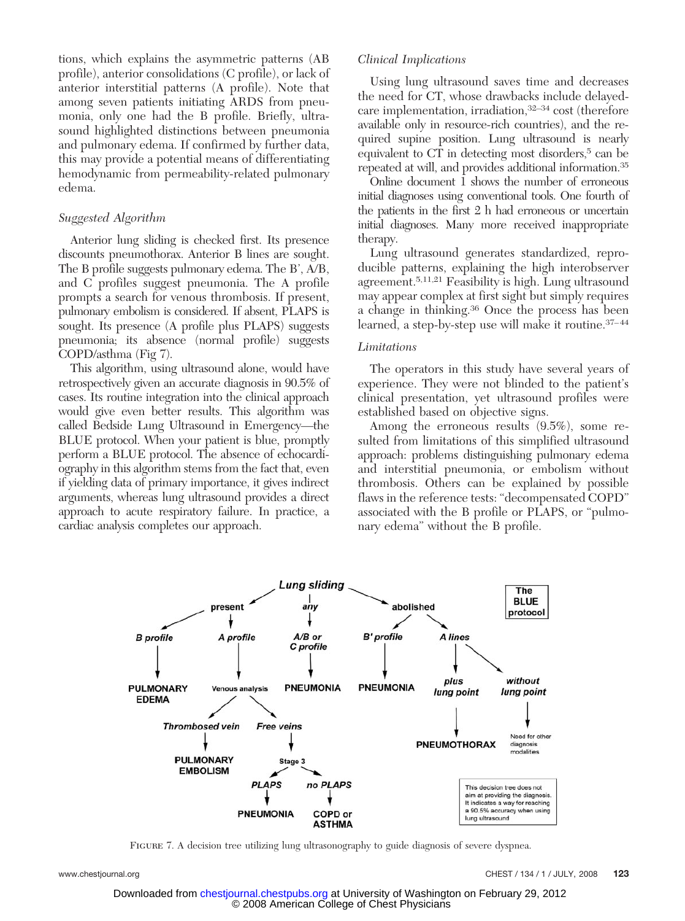tions, which explains the asymmetric patterns (AB profile), anterior consolidations (C profile), or lack of anterior interstitial patterns (A profile). Note that among seven patients initiating ARDS from pneumonia, only one had the B profile. Briefly, ultrasound highlighted distinctions between pneumonia and pulmonary edema. If confirmed by further data, this may provide a potential means of differentiating hemodynamic from permeability-related pulmonary edema.

### *Suggested Algorithm*

Anterior lung sliding is checked first. Its presence discounts pneumothorax. Anterior B lines are sought. The B profile suggests pulmonary edema. The B', A/B, and C profiles suggest pneumonia. The A profile prompts a search for venous thrombosis. If present, pulmonary embolism is considered. If absent, PLAPS is sought. Its presence (A profile plus PLAPS) suggests pneumonia; its absence (normal profile) suggests COPD/asthma (Fig 7).

This algorithm, using ultrasound alone, would have retrospectively given an accurate diagnosis in 90.5% of cases. Its routine integration into the clinical approach would give even better results. This algorithm was called Bedside Lung Ultrasound in Emergency—the BLUE protocol. When your patient is blue, promptly perform a BLUE protocol. The absence of echocardiography in this algorithm stems from the fact that, even if yielding data of primary importance, it gives indirect arguments, whereas lung ultrasound provides a direct approach to acute respiratory failure. In practice, a cardiac analysis completes our approach.

### *Clinical Implications*

Using lung ultrasound saves time and decreases the need for CT, whose drawbacks include delayed-care implementation, irradiation,[32–34] cost (therefore available only in resource-rich countries), and the required supine position. Lung ultrasound is nearly equivalent to CT in detecting most disorders,[5] can be repeated at will, and provides additional information.[35]

Online document 1 shows the number of erroneous initial diagnoses using conventional tools. One fourth of the patients in the first 2 h had erroneous or uncertain initial diagnoses. Many more received inappropriate therapy.

Lung ultrasound generates standardized, reproducible patterns, explaining the high interobserver agreement.[5,11,21] Feasibility is high. Lung ultrasound may appear complex at first sight but simply requires a change in thinking.[36] Once the process has been learned, a step-by-step use will make it routine.[37–44]

### *Limitations*

The operators in this study have several years of experience. They were not blinded to the patient's clinical presentation, yet ultrasound profiles were established based on objective signs.

Among the erroneous results (9.5%), some resulted from limitations of this simplified ultrasound approach: problems distinguishing pulmonary edema and interstitial pneumonia, or embolism without thrombosis. Others can be explained by possible flaws in the reference tests: "decompensated COPD" associated with the B profile or PLAPS, or "pulmonary edema" without the B profile.

FIGURE 7. A decision tree utilizing lung ultrasonography to guide diagnosis of severe dyspnea.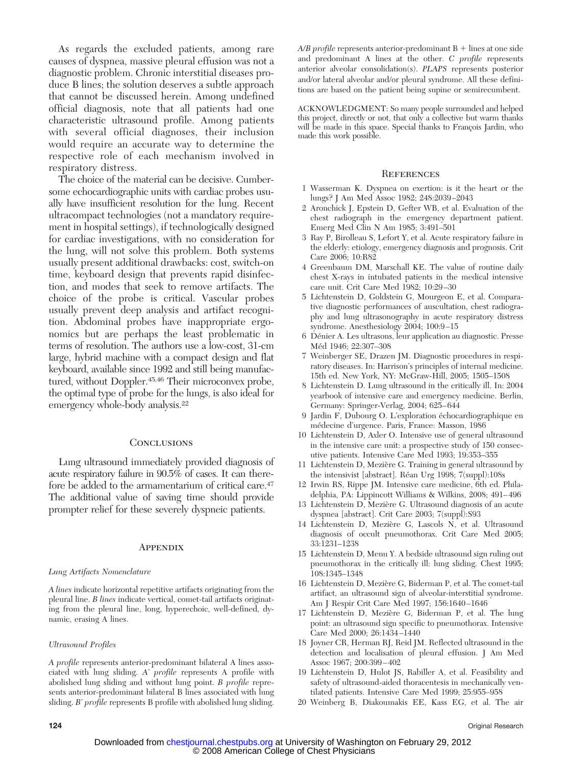As regards the excluded patients, among rare causes of dyspnea, massive pleural effusion was not a diagnostic problem. Chronic interstitial diseases produce B lines; the solution deserves a subtle approach that cannot be discussed herein. Among undefined official diagnosis, note that all patients had one characteristic ultrasound profile. Among patients with several official diagnoses, their inclusion would require an accurate way to determine the respective role of each mechanism involved in respiratory distress.

The choice of the material can be decisive. Cumbersome echocardiographic units with cardiac probes usually have insufficient resolution for the lung. Recent ultracompact technologies (not a mandatory requirement in hospital settings), if technologically designed for cardiac investigations, with no consideration for the lung, will not solve this problem. Both systems usually present additional drawbacks: cost, switch-on time, keyboard design that prevents rapid disinfection, and modes that seek to remove artifacts. The choice of the probe is critical. Vascular probes usually prevent deep analysis and artifact recognition. Abdominal probes have inappropriate ergonomics but are perhaps the least problematic in terms of resolution. The authors use a low-cost, 31-cm large, hybrid machine with a compact design and flat keyboard, available since 1992 and still being manufactured, without Doppler.[45,46] Their microconvex probe, the optimal type of probe for the lungs, is also ideal for emergency whole-body analysis.[22]

## Conclusions

Lung ultrasound immediately provided diagnosis of acute respiratory failure in 90.5% of cases. It can therefore be added to the armamentarium of critical care.[47] The additional value of saving time should provide prompter relief for these severely dyspneic patients.

## Appendix

### *Lung Artifacts Nomenclature*

*A lines* indicate horizontal repetitive artifacts originating from the pleural line. *B lines* indicate vertical, comet-tail artifacts originating from the pleural line, long, hyperechoic, well-defined, dynamic, erasing A lines.

### *Ultrasound Profiles*

*A profile* represents anterior-predominant bilateral A lines associated with lung sliding. *A' profile* represents A profile with abolished lung sliding and without lung point. *B profile* represents anterior-predominant bilateral B lines associated with lung sliding. *B' profile* represents B profile with abolished lung sliding. *A/B profile* represents anterior-predominant B + lines at one side and predominant A lines at the other. *C profile* represents anterior alveolar consolidation(s). *PLAPS* represents posterior and/or lateral alveolar and/or pleural syndrome. All these definitions are based on the patient being supine or semirecumbent.

ACKNOWLEDGMENT: So many people surrounded and helped this project, directly or not, that only a collective but warm thanks will be made in this space. Special thanks to François Jardin, who made this work possible.

## References

1. Wasserman K. Dyspnea on exertion: is it the heart or the lungs? J Am Med Assoc 1982; 248:2039–2043
2. Aronchick J, Epstein D, Gefter WB, et al. Evaluation of the chest radiograph in the emergency department patient. Emerg Med Clin N Am 1985; 3:491–501
3. Ray P, Birolleau S, Lefort Y, et al. Acute respiratory failure in the elderly: etiology, emergency diagnosis and prognosis. Crit Care 2006; 10:R82
4. Greenbaum DM, Marschall KE. The value of routine daily chest X-rays in intubated patients in the medical intensive care unit. Crit Care Med 1982; 10:29–30
5. Lichtenstein D, Goldstein G, Mourgeon E, et al. Comparative diagnostic performances of auscultation, chest radiography and lung ultrasonography in acute respiratory distress syndrome. Anesthesiology 2004; 100:9–15
6. Dénier A. Les ultrasons, leur application au diagnostic. Presse Méd 1946; 22:307–308
7. Weinberger SE, Drazen JM. Diagnostic procedures in respiratory diseases. In: Harrison's principles of internal medicine. 15th ed. New York, NY: McGraw-Hill, 2005; 1505–1508
8. Lichtenstein D. Lung ultrasound in the critically ill. In: 2004 yearbook of intensive care and emergency medicine. Berlin, Germany: Springer-Verlag, 2004; 625–644
9. Jardin F, Dubourg O. L'exploration échocardiographique en médecine d'urgence. Paris, France: Masson, 1986
10. Lichtenstein D, Axler O. Intensive use of general ultrasound in the intensive care unit: a prospective study of 150 consecutive patients. Intensive Care Med 1993; 19:353–355
11. Lichtenstein D, Mezière G. Training in general ultrasound by the intensivist [abstract]. Réan Urg 1998; 7(suppl):108s
12. Irwin RS, Rippe JM. Intensive care medicine, 6th ed. Philadelphia, PA: Lippincott Williams & Wilkins, 2008; 491–496
13. Lichtenstein D, Mezière G. Ultrasound diagnosis of an acute dyspnea [abstract]. Crit Care 2003; 7(suppl):S93
14. Lichtenstein D, Mezière G, Lascols N, et al. Ultrasound diagnosis of occult pneumothorax. Crit Care Med 2005; 33:1231–1238
15. Lichtenstein D, Menu Y. A bedside ultrasound sign ruling out pneumothorax in the critically ill: lung sliding. Chest 1995; 108:1345–1348
16. Lichtenstein D, Mezière G, Biderman P, et al. The comet-tail artifact, an ultrasound sign of alveolar-interstitial syndrome. Am J Respir Crit Care Med 1997; 156:1640–1646
17. Lichtenstein D, Mezière G, Biderman P, et al. The lung point: an ultrasound sign specific to pneumothorax. Intensive Care Med 2000; 26:1434–1440
18. Joyner CR, Herman RJ, Reid JM. Reflected ultrasound in the detection and localisation of pleural effusion. J Am Med Assoc 1967; 200:399–402
19. Lichtenstein D, Hulot JS, Rabiller A, et al. Feasibility and safety of ultrasound-aided thoracentesis in mechanically ventilated patients. Intensive Care Med 1999; 25:955–958
20. Weinberg B, Diakoumakis EE, Kass EG, et al. The air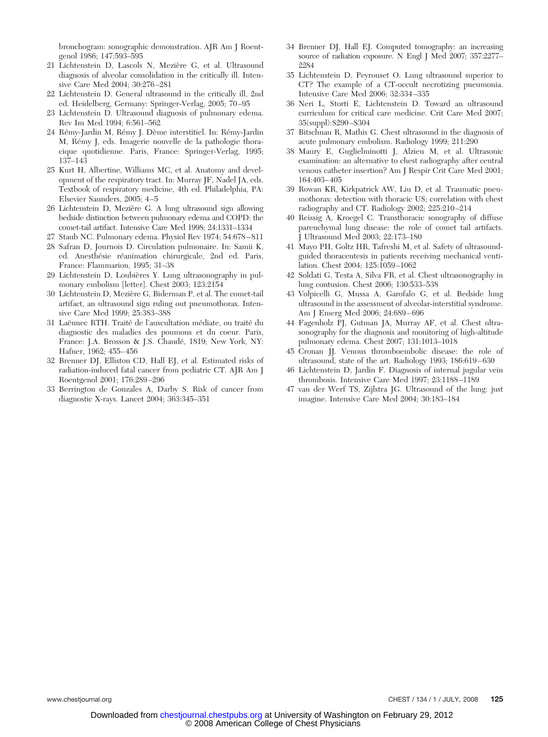bronchogram: sonographic demonstration. AJR Am J Roentgenol 1986; 147:593–595

21 Lichtenstein D, Lascols N, Mezière G, et al. Ultrasound diagnosis of alveolar consolidation in the critically ill. Intensive Care Med 2004; 30:276–281

22 Lichtenstein D. General ultrasound in the critically ill, 2nd ed. Heidelberg, Germany: Springer-Verlag, 2005; 70–95

23 Lichtenstein D. Ultrasound diagnosis of pulmonary edema. Rev Im Med 1994; 6:561–562

24 Rémy-Jardin M, Rémy J. Dème interstitiel. In: Rémy-Jardin M, Rémy J, eds. Imagerie nouvelle de la pathologie thoracique quotidienne. Paris, France: Springer-Verlag, 1995; 137–143

25 Kurt H, Albertine, Williams MC, et al. Anatomy and development of the respiratory tract. In: Murray JF, Nadel JA, eds. Textbook of respiratory medicine, 4th ed. Philadelphia, PA: Elsevier Saunders, 2005; 4–5

26 Lichtenstein D, Mezière G. A lung ultrasound sign allowing bedside distinction between pulmonary edema and COPD: the comet-tail artifact. Intensive Care Med 1998; 24:1331–1334

27 Staub NC. Pulmonary edema. Physiol Rev 1974; 54:678–811

28 Safran D, Journois D. Circulation pulmonaire. In: Samii K, ed. Anesthésie réanimation chirurgicale, 2nd ed. Paris, France: Flammarion, 1995; 31–38

29 Lichtenstein D, Loubières Y. Lung ultrasonography in pulmonary embolism [letter]. Chest 2003; 123:2154

30 Lichtenstein D, Mezière G, Biderman P, et al. The comet-tail artifact, an ultrasound sign ruling out pneumothorax. Intensive Care Med 1999; 25:383–388

31 Laënnec RTH. Traité de l'auscultation médiate, ou traité du diagnostic des maladies des poumons et du coeur. Paris, France: J.A. Brosson & J.S. Chaudé, 1819; New York, NY: Hafner, 1962; 455–456

32 Brenner DJ, Elliston CD, Hall EJ, et al. Estimated risks of radiation-induced fatal cancer from pediatric CT. AJR Am J Roentgenol 2001; 176:289–296

33 Berrington de Gonzales A, Darby S. Risk of cancer from diagnostic X-rays. Lancet 2004; 363:345–351

34 Brenner DJ, Hall EJ. Computed tomography: an increasing source of radiation exposure. N Engl J Med 2007; 357:2277–2284

35 Lichtenstein D, Peyrouset O. Lung ultrasound superior to CT? The example of a CT-occult necrotizing pneumonia. Intensive Care Med 2006; 32:334–335

36 Neri L, Storti E, Lichtenstein D. Toward an ultrasound curriculum for critical care medicine. Crit Care Med 2007; 35(suppl):S290–S304

37 Bitschnau R, Mathis G. Chest ultrasound in the diagnosis of acute pulmonary embolism. Radiology 1999; 211:290

38 Maury E, Guglielminotti J, Alzieu M, et al. Ultrasonic examination: an alternative to chest radiography after central venous catheter insertion? Am J Respir Crit Care Med 2001; 164:403–405

39 Rowan KR, Kirkpatrick AW, Liu D, et al. Traumatic pneumothorax: detection with thoracic US; correlation with chest radiography and CT. Radiology 2002; 225:210–214

40 Reissig A, Kroegel C. Transthoracic sonography of diffuse parenchymal lung disease: the role of comet tail artifacts. J Ultrasound Med 2003; 22:173–180

41 Mayo PH, Goltz HR, Tafreshi M, et al. Safety of ultrasound-guided thoracentesis in patients receiving mechanical ventilation. Chest 2004; 125:1059–1062

42 Soldati G, Testa A, Silva FR, et al. Chest ultrasonography in lung contusion. Chest 2006; 130:533–538

43 Volpicelli G, Mussa A, Garofalo G, et al. Bedside lung ultrasound in the assessment of alveolar-interstitial syndrome. Am J Emerg Med 2006; 24:689–696

44 Fagenholz PJ, Gutman JA, Murray AF, et al. Chest ultrasonography for the diagnosis and monitoring of high-altitude pulmonary edema. Chest 2007; 131:1013–1018

45 Cronan JJ. Venous thromboembolic disease: the role of ultrasound, state of the art. Radiology 1993; 186:619–630

46 Lichtenstein D, Jardin F. Diagnosis of internal jugular vein thrombosis. Intensive Care Med 1997; 23:1188–1189

47 van der Werf TS, Zijlstra JG. Ultrasound of the lung: just imagine. Intensive Care Med 2004; 30:183–184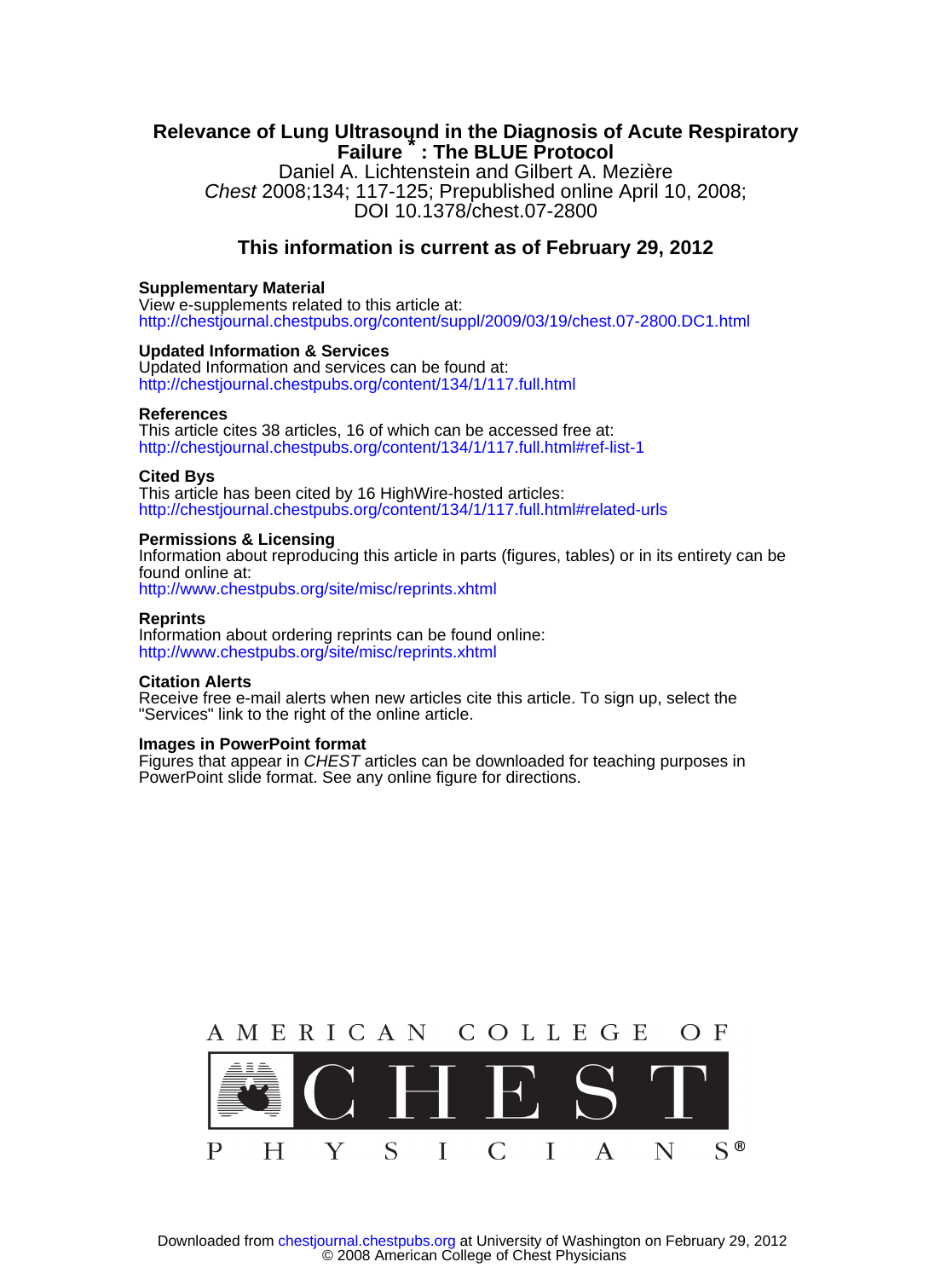# Relevance of Lung Ultrasound in the Diagnosis of Acute Respiratory Failure * : The BLUE Protocol

Daniel A. Lichtenstein and Gilbert A. Mezière

*Chest* 2008;134; 117-125; Prepublished online April 10, 2008;
DOI 10.1378/chest.07-2800

## This information is current as of February 29, 2012

**Supplementary Material**
View e-supplements related to this article at:
http://chestjournal.chestpubs.org/content/suppl/2009/03/19/chest.07-2800.DC1.html

**Updated Information & Services**
Updated Information and services can be found at:
http://chestjournal.chestpubs.org/content/134/1/117.full.html

**References**
This article cites 38 articles, 16 of which can be accessed free at:
http://chestjournal.chestpubs.org/content/134/1/117.full.html#ref-list-1

**Cited Bys**
This article has been cited by 16 HighWire-hosted articles:
http://chestjournal.chestpubs.org/content/134/1/117.full.html#related-urls

**Permissions & Licensing**
Information about reproducing this article in parts (figures, tables) or in its entirety can be found online at:
http://www.chestpubs.org/site/misc/reprints.xhtml

**Reprints**
Information about ordering reprints can be found online:
http://www.chestpubs.org/site/misc/reprints.xhtml

**Citation Alerts**
Receive free e-mail alerts when new articles cite this article. To sign up, select the "Services" link to the right of the online article.

**Images in PowerPoint format**
Figures that appear in *CHEST* articles can be downloaded for teaching purposes in PowerPoint slide format. See any online figure for directions.

AMERICAN COLLEGE OF CHEST PHYSICIANS®

Downloaded from chestjournal.chestpubs.org at University of Washington on February 29, 2012
© 2008 American College of Chest Physicians